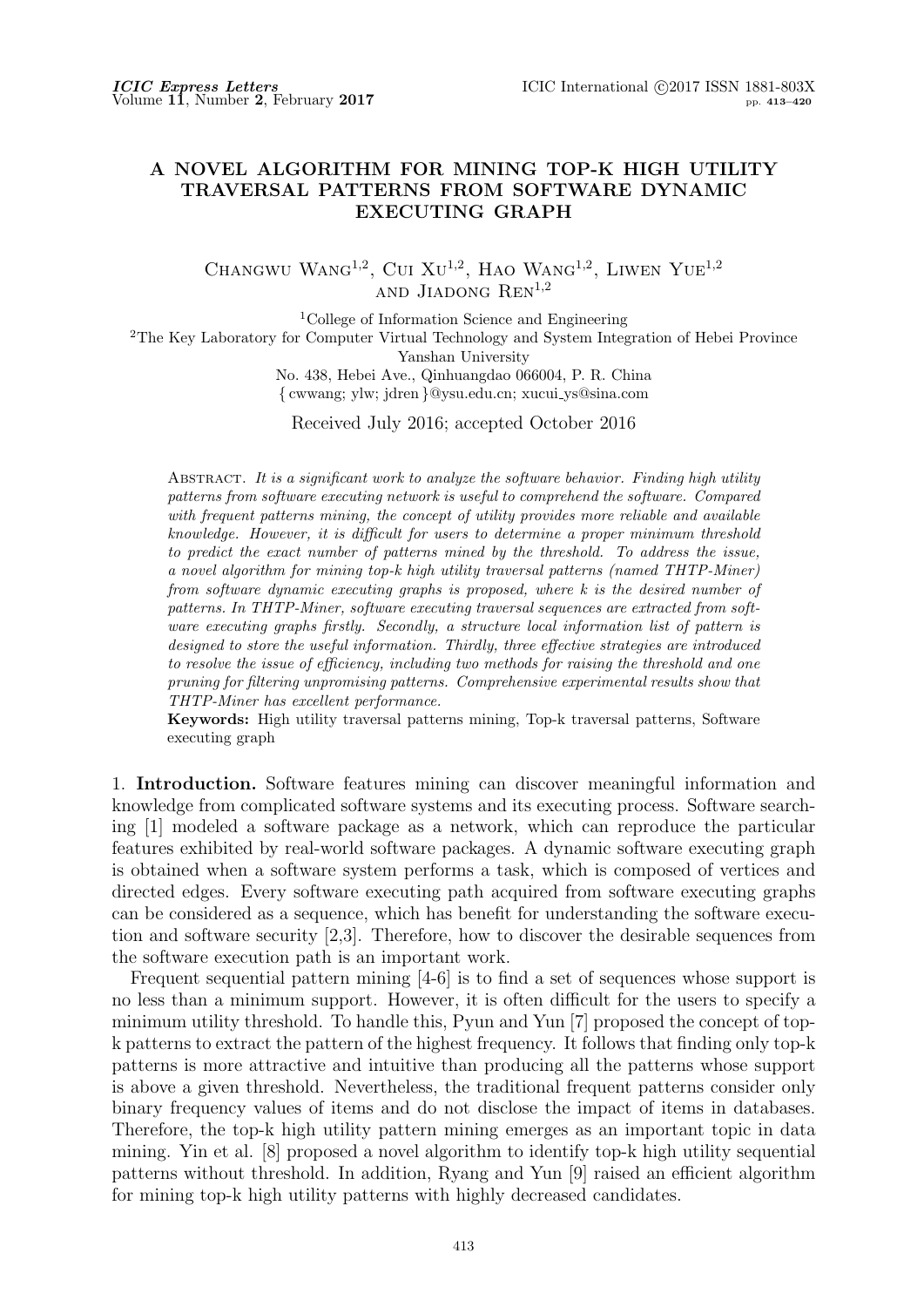# A NOVEL ALGORITHM FOR MINING TOP-K HIGH UTILITY TRAVERSAL PATTERNS FROM SOFTWARE DYNAMIC EXECUTING GRAPH

Changwu Wang[1,2], Cui Xu[1,2], Hao Wang[1,2], Liwen Yue[1,2] and Jiadong Ren[1,2]

[1]College of Information Science and Engineering
[2]The Key Laboratory for Computer Virtual Technology and System Integration of Hebei Province
Yanshan University
No. 438, Hebei Ave., Qinhuangdao 066004, P. R. China
{ cwwang; ylw; jdren }@ysu.edu.cn; xucui_ys@sina.com

Received July 2016; accepted October 2016

Abstract. *It is a significant work to analyze the software behavior. Finding high utility patterns from software executing network is useful to comprehend the software. Compared with frequent patterns mining, the concept of utility provides more reliable and available knowledge. However, it is difficult for users to determine a proper minimum threshold to predict the exact number of patterns mined by the threshold. To address the issue, a novel algorithm for mining top-k high utility traversal patterns (named THTP-Miner) from software dynamic executing graphs is proposed, where k is the desired number of patterns. In THTP-Miner, software executing traversal sequences are extracted from software executing graphs firstly. Secondly, a structure local information list of pattern is designed to store the useful information. Thirdly, three effective strategies are introduced to resolve the issue of efficiency, including two methods for raising the threshold and one pruning for filtering unpromising patterns. Comprehensive experimental results show that THTP-Miner has excellent performance.*

**Keywords:** High utility traversal patterns mining, Top-k traversal patterns, Software executing graph

## 1. Introduction.

Software features mining can discover meaningful information and knowledge from complicated software systems and its executing process. Software searching [1] modeled a software package as a network, which can reproduce the particular features exhibited by real-world software packages. A dynamic software executing graph is obtained when a software system performs a task, which is composed of vertices and directed edges. Every software executing path acquired from software executing graphs can be considered as a sequence, which has benefit for understanding the software execution and software security [2,3]. Therefore, how to discover the desirable sequences from the software execution path is an important work.

Frequent sequential pattern mining [4-6] is to find a set of sequences whose support is no less than a minimum support. However, it is often difficult for the users to specify a minimum utility threshold. To handle this, Pyun and Yun [7] proposed the concept of top-k patterns to extract the pattern of the highest frequency. It follows that finding only top-k patterns is more attractive and intuitive than producing all the patterns whose support is above a given threshold. Nevertheless, the traditional frequent patterns consider only binary frequency values of items and do not disclose the impact of items in databases. Therefore, the top-k high utility pattern mining emerges as an important topic in data mining. Yin et al. [8] proposed a novel algorithm to identify top-k high utility sequential patterns without threshold. In addition, Ryang and Yun [9] raised an efficient algorithm for mining top-k high utility patterns with highly decreased candidates.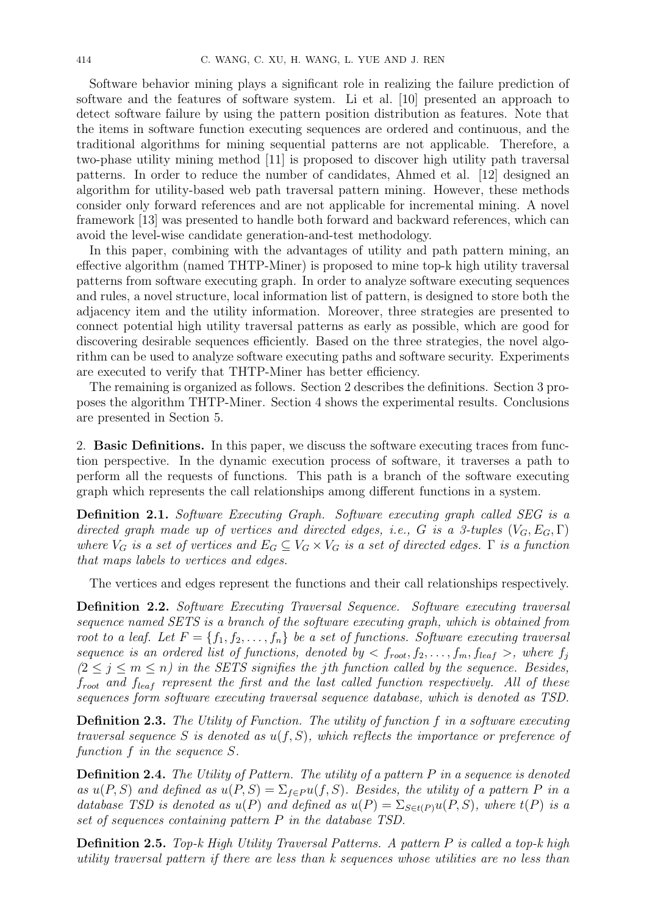Software behavior mining plays a significant role in realizing the failure prediction of software and the features of software system. Li et al. [10] presented an approach to detect software failure by using the pattern position distribution as features. Note that the items in software function executing sequences are ordered and continuous, and the traditional algorithms for mining sequential patterns are not applicable. Therefore, a two-phase utility mining method [11] is proposed to discover high utility path traversal patterns. In order to reduce the number of candidates, Ahmed et al. [12] designed an algorithm for utility-based web path traversal pattern mining. However, these methods consider only forward references and are not applicable for incremental mining. A novel framework [13] was presented to handle both forward and backward references, which can avoid the level-wise candidate generation-and-test methodology.

In this paper, combining with the advantages of utility and path pattern mining, an effective algorithm (named THTP-Miner) is proposed to mine top-k high utility traversal patterns from software executing graph. In order to analyze software executing sequences and rules, a novel structure, local information list of pattern, is designed to store both the adjacency item and the utility information. Moreover, three strategies are presented to connect potential high utility traversal patterns as early as possible, which are good for discovering desirable sequences efficiently. Based on the three strategies, the novel algorithm can be used to analyze software executing paths and software security. Experiments are executed to verify that THTP-Miner has better efficiency.

The remaining is organized as follows. Section 2 describes the definitions. Section 3 proposes the algorithm THTP-Miner. Section 4 shows the experimental results. Conclusions are presented in Section 5.

## 2. Basic Definitions.

In this paper, we discuss the software executing traces from function perspective. In the dynamic execution process of software, it traverses a path to perform all the requests of functions. This path is a branch of the software executing graph which represents the call relationships among different functions in a system.

**Definition 2.1.** *Software Executing Graph. Software executing graph called SEG is a directed graph made up of vertices and directed edges, i.e., $G$ is a 3-tuples $(V_G, E_G, \Gamma)$ where $V_G$ is a set of vertices and $E_G \subseteq V_G \times V_G$ is a set of directed edges. $\Gamma$ is a function that maps labels to vertices and edges.*

The vertices and edges represent the functions and their call relationships respectively.

**Definition 2.2.** *Software Executing Traversal Sequence. Software executing traversal sequence named SETS is a branch of the software executing graph, which is obtained from root to a leaf. Let $F = \{f_1, f_2, \ldots, f_n\}$ be a set of functions. Software executing traversal sequence is an ordered list of functions, denoted by $< f_{root}, f_2, \ldots, f_m, f_{leaf} >$, where $f_j$ $(2 \leq j \leq m \leq n)$ in the SETS signifies the $j$th function called by the sequence. Besides, $f_{root}$ and $f_{leaf}$ represent the first and the last called function respectively. All of these sequences form software executing traversal sequence database, which is denoted as TSD.*

**Definition 2.3.** *The Utility of Function. The utility of function $f$ in a software executing traversal sequence $S$ is denoted as $u(f, S)$, which reflects the importance or preference of function $f$ in the sequence $S$.*

**Definition 2.4.** *The Utility of Pattern. The utility of a pattern $P$ in a sequence is denoted as $u(P, S)$ and defined as $u(P, S) = \Sigma_{f \in P} u(f, S)$. Besides, the utility of a pattern $P$ in a database TSD is denoted as $u(P)$ and defined as $u(P) = \Sigma_{S \in t(P)} u(P, S)$, where $t(P)$ is a set of sequences containing pattern $P$ in the database TSD.*

**Definition 2.5.** *Top-k High Utility Traversal Patterns. A pattern $P$ is called a top-k high utility traversal pattern if there are less than k sequences whose utilities are no less than*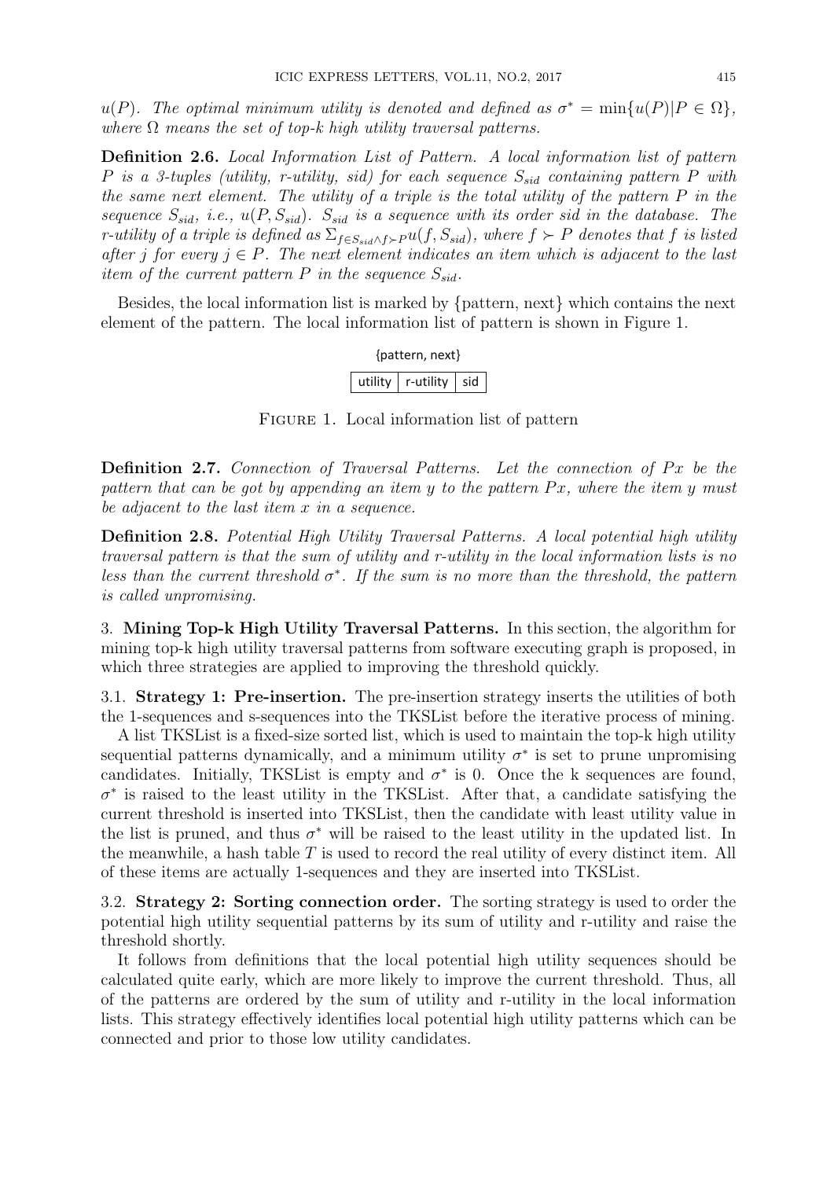$u(P)$. *The optimal minimum utility is denoted and defined as* $\sigma^* = \min\{u(P)|P \in \Omega\}$, *where* $\Omega$ *means the set of top-k high utility traversal patterns.*

**Definition 2.6.** *Local Information List of Pattern. A local information list of pattern* $P$ *is a 3-tuples (utility, r-utility, sid) for each sequence* $S_{sid}$ *containing pattern* $P$ *with the same next element. The utility of a triple is the total utility of the pattern* $P$ *in the sequence* $S_{sid}$*, i.e.,* $u(P, S_{sid})$*.* $S_{sid}$ *is a sequence with its order sid in the database. The r-utility of a triple is defined as* $\Sigma_{f \in S_{sid} \wedge f \succ P} u(f, S_{sid})$*, where* $f \succ P$ *denotes that* $f$ *is listed after* $j$ *for every* $j \in P$*. The next element indicates an item which is adjacent to the last item of the current pattern* $P$ *in the sequence* $S_{sid}$*.*

Besides, the local information list is marked by {pattern, next} which contains the next element of the pattern. The local information list of pattern is shown in Figure 1.

{pattern, next}

| utility | r-utility | sid |
|---|---|---|

Figure 1. Local information list of pattern

**Definition 2.7.** *Connection of Traversal Patterns. Let the connection of* $Px$ *be the pattern that can be got by appending an item* $y$ *to the pattern* $Px$*, where the item* $y$ *must be adjacent to the last item* $x$ *in a sequence.*

**Definition 2.8.** *Potential High Utility Traversal Patterns. A local potential high utility traversal pattern is that the sum of utility and r-utility in the local information lists is no less than the current threshold* $\sigma^*$*. If the sum is no more than the threshold, the pattern is called unpromising.*

## 3. Mining Top-k High Utility Traversal Patterns.

In this section, the algorithm for mining top-k high utility traversal patterns from software executing graph is proposed, in which three strategies are applied to improving the threshold quickly.

### 3.1. Strategy 1: Pre-insertion.

The pre-insertion strategy inserts the utilities of both the 1-sequences and s-sequences into the TKSList before the iterative process of mining.

A list TKSList is a fixed-size sorted list, which is used to maintain the top-k high utility sequential patterns dynamically, and a minimum utility $\sigma^*$ is set to prune unpromising candidates. Initially, TKSList is empty and $\sigma^*$ is 0. Once the k sequences are found, $\sigma^*$ is raised to the least utility in the TKSList. After that, a candidate satisfying the current threshold is inserted into TKSList, then the candidate with least utility value in the list is pruned, and thus $\sigma^*$ will be raised to the least utility in the updated list. In the meanwhile, a hash table $T$ is used to record the real utility of every distinct item. All of these items are actually 1-sequences and they are inserted into TKSList.

### 3.2. Strategy 2: Sorting connection order.

The sorting strategy is used to order the potential high utility sequential patterns by its sum of utility and r-utility and raise the threshold shortly.

It follows from definitions that the local potential high utility sequences should be calculated quite early, which are more likely to improve the current threshold. Thus, all of the patterns are ordered by the sum of utility and r-utility in the local information lists. This strategy effectively identifies local potential high utility patterns which can be connected and prior to those low utility candidates.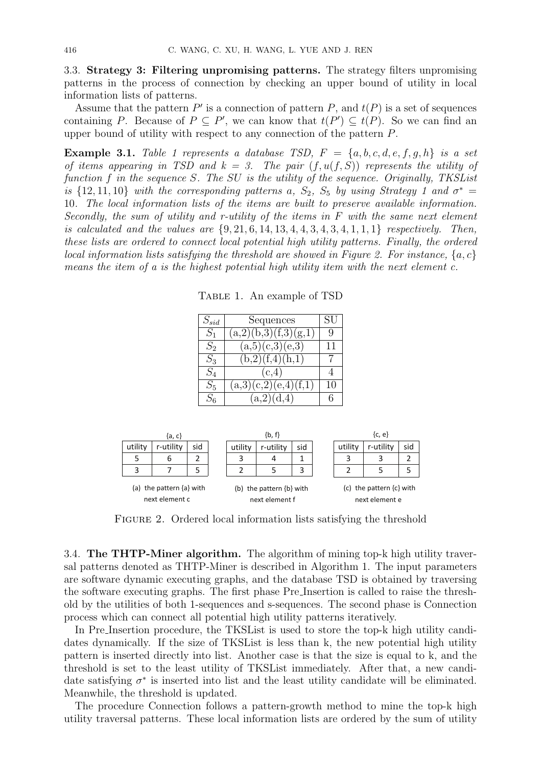3.3. **Strategy 3: Filtering unpromising patterns.** The strategy filters unpromising patterns in the process of connection by checking an upper bound of utility in local information lists of patterns.

Assume that the pattern $P'$ is a connection of pattern $P$, and $t(P)$ is a set of sequences containing $P$. Because of $P \subseteq P'$, we can know that $t(P') \subseteq t(P)$. So we can find an upper bound of utility with respect to any connection of the pattern $P$.

**Example 3.1.** *Table 1 represents a database TSD, $F = \{a, b, c, d, e, f, g, h\}$ is a set of items appearing in TSD and $k = 3$. The pair $(f, u(f, S))$ represents the utility of function $f$ in the sequence $S$. The SU is the utility of the sequence. Originally, TKSList is $\{12, 11, 10\}$ with the corresponding patterns a, $S_2$, $S_5$ by using Strategy 1 and $\sigma^* = 10$. The local information lists of the items are built to preserve available information. Secondly, the sum of utility and r-utility of the items in $F$ with the same next element is calculated and the values are $\{9, 21, 6, 14, 13, 4, 4, 3, 4, 3, 4, 1, 1, 1\}$ respectively. Then, these lists are ordered to connect local potential high utility patterns. Finally, the ordered local information lists satisfying the threshold are showed in Figure 2. For instance, $\{a, c\}$ means the item of a is the highest potential high utility item with the next element c.*

Table 1. An example of TSD

| $S_{sid}$ | Sequences | SU |
|---|---|---|
| $S_1$ | (a,2)(b,3)(f,3)(g,1) | 9 |
| $S_2$ | (a,5)(c,3)(e,3) | 11 |
| $S_3$ | (b,2)(f,4)(h,1) | 7 |
| $S_4$ | (c,4) | 4 |
| $S_5$ | (a,3)(c,2)(e,4)(f,1) | 10 |
| $S_6$ | (a,2)(d,4) | 6 |

{a, c}

| utility | r-utility | sid |
|---|---|---|
| 5 | 6 | 2 |
| 3 | 7 | 5 |

(a) the pattern {a} with next element c

{b, f}

| utility | r-utility | sid |
|---|---|---|
| 3 | 4 | 1 |
| 2 | 5 | 3 |

(b) the pattern {b} with next element f

{c, e}

| utility | r-utility | sid |
|---|---|---|
| 3 | 3 | 2 |
| 2 | 5 | 5 |

(c) the pattern {c} with next element e

Figure 2. Ordered local information lists satisfying the threshold

3.4. **The THTP-Miner algorithm.** The algorithm of mining top-k high utility traversal patterns denoted as THTP-Miner is described in Algorithm 1. The input parameters are software dynamic executing graphs, and the database TSD is obtained by traversing the software executing graphs. The first phase Pre_Insertion is called to raise the threshold by the utilities of both 1-sequences and s-sequences. The second phase is Connection process which can connect all potential high utility patterns iteratively.

In Pre_Insertion procedure, the TKSList is used to store the top-k high utility candidates dynamically. If the size of TKSList is less than k, the new potential high utility pattern is inserted directly into list. Another case is that the size is equal to k, and the threshold is set to the least utility of TKSList immediately. After that, a new candidate satisfying $\sigma^*$ is inserted into list and the least utility candidate will be eliminated. Meanwhile, the threshold is updated.

The procedure Connection follows a pattern-growth method to mine the top-k high utility traversal patterns. These local information lists are ordered by the sum of utility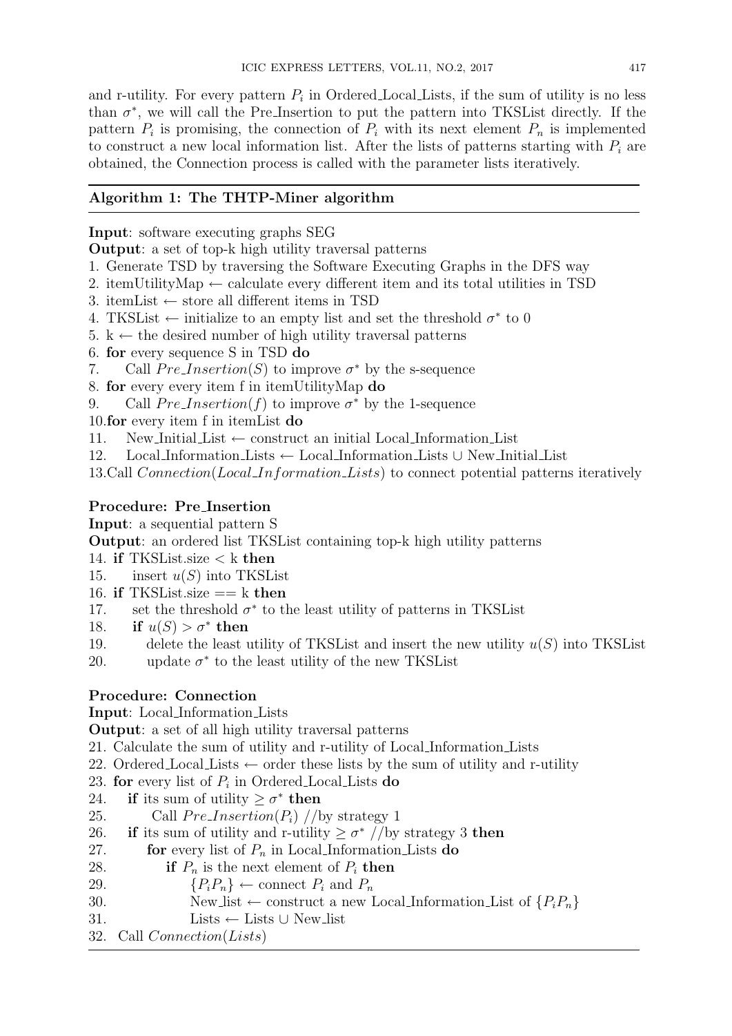and r-utility. For every pattern $P_i$ in Ordered_Local_Lists, if the sum of utility is no less than $\sigma^*$, we will call the Pre_Insertion to put the pattern into TKSList directly. If the pattern $P_i$ is promising, the connection of $P_i$ with its next element $P_n$ is implemented to construct a new local information list. After the lists of patterns starting with $P_i$ are obtained, the Connection process is called with the parameter lists iteratively.

---

**Algorithm 1: The THTP-Miner algorithm**

---

**Input**: software executing graphs SEG

**Output**: a set of top-k high utility traversal patterns

1. Generate TSD by traversing the Software Executing Graphs in the DFS way
2. itemUtilityMap ← calculate every different item and its total utilities in TSD
3. itemList ← store all different items in TSD
4. TKSList ← initialize to an empty list and set the threshold $\sigma^*$ to 0
5. k ← the desired number of high utility traversal patterns
6. **for** every sequence S in TSD **do**
7. &nbsp;&nbsp;&nbsp;&nbsp;Call $Pre\_Insertion(S)$ to improve $\sigma^*$ by the s-sequence
8. **for** every every item f in itemUtilityMap **do**
9. &nbsp;&nbsp;&nbsp;&nbsp;Call $Pre\_Insertion(f)$ to improve $\sigma^*$ by the 1-sequence
10. **for** every item f in itemList **do**
11. &nbsp;&nbsp;&nbsp;&nbsp;New_Initial_List ← construct an initial Local_Information_List
12. &nbsp;&nbsp;&nbsp;&nbsp;Local_Information_Lists ← Local_Information_Lists ∪ New_Initial_List
13. Call $Connection(Local\_Information\_Lists)$ to connect potential patterns iteratively

**Procedure: Pre_Insertion**

**Input**: a sequential pattern S

**Output**: an ordered list TKSList containing top-k high utility patterns

14. **if** TKSList.size < k **then**
15. &nbsp;&nbsp;&nbsp;&nbsp;insert $u(S)$ into TKSList
16. **if** TKSList.size == k **then**
17. &nbsp;&nbsp;&nbsp;&nbsp;set the threshold $\sigma^*$ to the least utility of patterns in TKSList
18. &nbsp;&nbsp;&nbsp;&nbsp;**if** $u(S) > \sigma^*$ **then**
19. &nbsp;&nbsp;&nbsp;&nbsp;&nbsp;&nbsp;&nbsp;&nbsp;delete the least utility of TKSList and insert the new utility $u(S)$ into TKSList
20. &nbsp;&nbsp;&nbsp;&nbsp;&nbsp;&nbsp;&nbsp;&nbsp;update $\sigma^*$ to the least utility of the new TKSList

**Procedure: Connection**

**Input**: Local_Information_Lists

**Output**: a set of all high utility traversal patterns

21. Calculate the sum of utility and r-utility of Local_Information_Lists
22. Ordered_Local_Lists ← order these lists by the sum of utility and r-utility
23. **for** every list of $P_i$ in Ordered_Local_Lists **do**
24. &nbsp;&nbsp;&nbsp;&nbsp;**if** its sum of utility $\geq \sigma^*$ **then**
25. &nbsp;&nbsp;&nbsp;&nbsp;&nbsp;&nbsp;&nbsp;&nbsp;Call $Pre\_Insertion(P_i)$ //by strategy 1
26. &nbsp;&nbsp;&nbsp;&nbsp;**if** its sum of utility and r-utility $\geq \sigma^*$ //by strategy 3 **then**
27. &nbsp;&nbsp;&nbsp;&nbsp;&nbsp;&nbsp;&nbsp;&nbsp;**for** every list of $P_n$ in Local_Information_Lists **do**
28. &nbsp;&nbsp;&nbsp;&nbsp;&nbsp;&nbsp;&nbsp;&nbsp;&nbsp;&nbsp;&nbsp;&nbsp;**if** $P_n$ is the next element of $P_i$ **then**
29. &nbsp;&nbsp;&nbsp;&nbsp;&nbsp;&nbsp;&nbsp;&nbsp;&nbsp;&nbsp;&nbsp;&nbsp;&nbsp;&nbsp;&nbsp;&nbsp;$\{P_iP_n\}$ ← connect $P_i$ and $P_n$
30. &nbsp;&nbsp;&nbsp;&nbsp;&nbsp;&nbsp;&nbsp;&nbsp;&nbsp;&nbsp;&nbsp;&nbsp;&nbsp;&nbsp;&nbsp;&nbsp;New_list ← construct a new Local_Information_List of $\{P_iP_n\}$
31. &nbsp;&nbsp;&nbsp;&nbsp;&nbsp;&nbsp;&nbsp;&nbsp;&nbsp;&nbsp;&nbsp;&nbsp;&nbsp;&nbsp;&nbsp;&nbsp;Lists ← Lists ∪ New_list
32. Call $Connection(Lists)$

---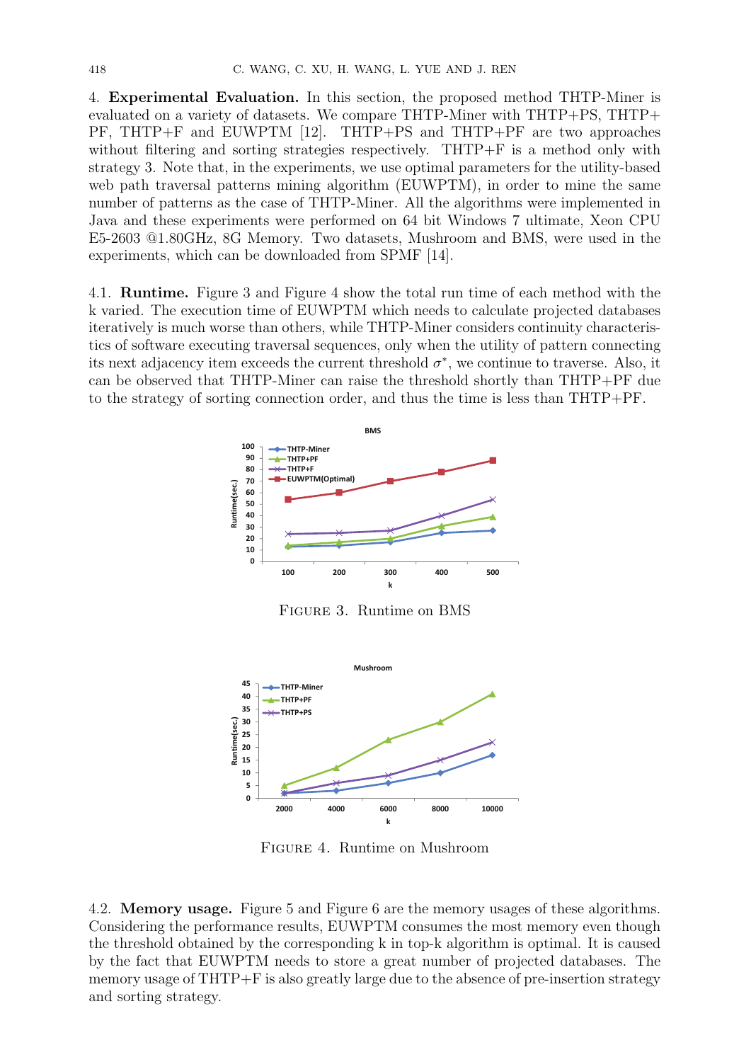4. **Experimental Evaluation.** In this section, the proposed method THTP-Miner is evaluated on a variety of datasets. We compare THTP-Miner with THTP+PS, THTP+PF, THTP+F and EUWPTM [12]. THTP+PS and THTP+PF are two approaches without filtering and sorting strategies respectively. THTP+F is a method only with strategy 3. Note that, in the experiments, we use optimal parameters for the utility-based web path traversal patterns mining algorithm (EUWPTM), in order to mine the same number of patterns as the case of THTP-Miner. All the algorithms were implemented in Java and these experiments were performed on 64 bit Windows 7 ultimate, Xeon CPU E5-2603 @1.80GHz, 8G Memory. Two datasets, Mushroom and BMS, were used in the experiments, which can be downloaded from SPMF [14].

4.1. **Runtime.** Figure 3 and Figure 4 show the total run time of each method with the k varied. The execution time of EUWPTM which needs to calculate projected databases iteratively is much worse than others, while THTP-Miner considers continuity characteristics of software executing traversal sequences, only when the utility of pattern connecting its next adjacency item exceeds the current threshold $\sigma^*$, we continue to traverse. Also, it can be observed that THTP-Miner can raise the threshold shortly than THTP+PF due to the strategy of sorting connection order, and thus the time is less than THTP+PF.

Figure 3. Runtime on BMS

Figure 4. Runtime on Mushroom

4.2. **Memory usage.** Figure 5 and Figure 6 are the memory usages of these algorithms. Considering the performance results, EUWPTM consumes the most memory even though the threshold obtained by the corresponding k in top-k algorithm is optimal. It is caused by the fact that EUWPTM needs to store a great number of projected databases. The memory usage of THTP+F is also greatly large due to the absence of pre-insertion strategy and sorting strategy.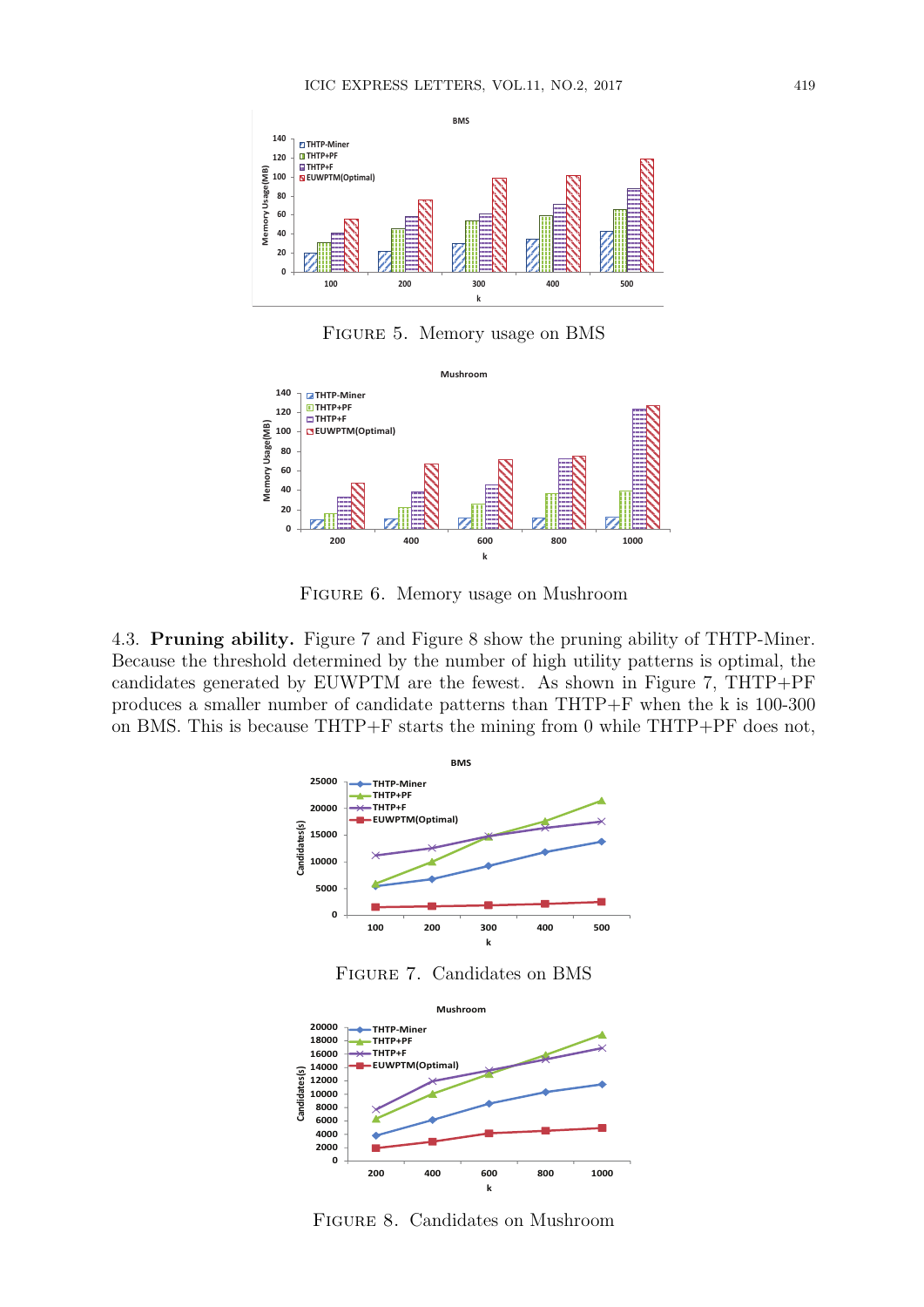FIGURE 5. Memory usage on BMS

FIGURE 6. Memory usage on Mushroom

4.3. **Pruning ability.** Figure 7 and Figure 8 show the pruning ability of THTP-Miner. Because the threshold determined by the number of high utility patterns is optimal, the candidates generated by EUWPTM are the fewest. As shown in Figure 7, THTP+PF produces a smaller number of candidate patterns than THTP+F when the k is 100-300 on BMS. This is because THTP+F starts the mining from 0 while THTP+PF does not,

FIGURE 7. Candidates on BMS

FIGURE 8. Candidates on Mushroom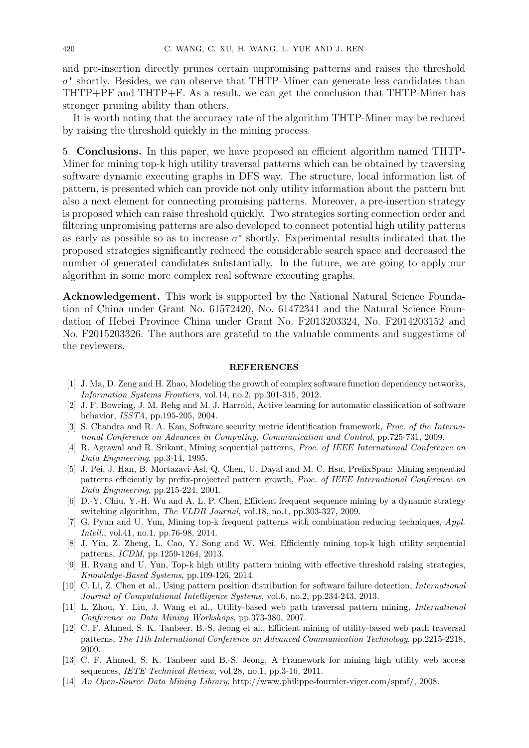and pre-insertion directly prunes certain unpromising patterns and raises the threshold $\sigma^*$ shortly. Besides, we can observe that THTP-Miner can generate less candidates than THTP+PF and THTP+F. As a result, we can get the conclusion that THTP-Miner has stronger pruning ability than others.

It is worth noting that the accuracy rate of the algorithm THTP-Miner may be reduced by raising the threshold quickly in the mining process.

## 5. Conclusions.

In this paper, we have proposed an efficient algorithm named THTP-Miner for mining top-k high utility traversal patterns which can be obtained by traversing software dynamic executing graphs in DFS way. The structure, local information list of pattern, is presented which can provide not only utility information about the pattern but also a next element for connecting promising patterns. Moreover, a pre-insertion strategy is proposed which can raise threshold quickly. Two strategies sorting connection order and filtering unpromising patterns are also developed to connect potential high utility patterns as early as possible so as to increase $\sigma^*$ shortly. Experimental results indicated that the proposed strategies significantly reduced the considerable search space and decreased the number of generated candidates substantially. In the future, we are going to apply our algorithm in some more complex real software executing graphs.

**Acknowledgement.** This work is supported by the National Natural Science Foundation of China under Grant No. 61572420, No. 61472341 and the Natural Science Foundation of Hebei Province China under Grant No. F2013203324, No. F2014203152 and No. F2015203326. The authors are grateful to the valuable comments and suggestions of the reviewers.

## REFERENCES

[1] J. Ma, D. Zeng and H. Zhao, Modeling the growth of complex software function dependency networks, *Information Systems Frontiers*, vol.14, no.2, pp.301-315, 2012.

[2] J. F. Bowring, J. M. Rehg and M. J. Harrold, Active learning for automatic classification of software behavior, *ISSTA*, pp.195-205, 2004.

[3] S. Chandra and R. A. Kan, Software security metric identification framework, *Proc. of the International Conference on Advances in Computing, Communication and Control*, pp.725-731, 2009.

[4] R. Agrawal and R. Srikant, Mining sequential patterns, *Proc. of IEEE International Conference on Data Engineering*, pp.3-14, 1995.

[5] J. Pei, J. Han, B. Mortazavi-Asl, Q. Chen, U. Dayal and M. C. Hsu, PrefixSpan: Mining sequential patterns efficiently by prefix-projected pattern growth, *Proc. of IEEE International Conference on Data Engineering*, pp.215-224, 2001.

[6] D.-Y. Chiu, Y.-H. Wu and A. L. P. Chen, Efficient frequent sequence mining by a dynamic strategy switching algorithm, *The VLDB Journal*, vol.18, no.1, pp.303-327, 2009.

[7] G. Pyun and U. Yun, Mining top-k frequent patterns with combination reducing techniques, *Appl. Intell.*, vol.41, no.1, pp.76-98, 2014.

[8] J. Yin, Z. Zheng, L. Cao, Y. Song and W. Wei, Efficiently mining top-k high utility sequential patterns, *ICDM*, pp.1259-1264, 2013.

[9] H. Ryang and U. Yun, Top-k high utility pattern mining with effective threshold raising strategies, *Knowledge-Based Systems*, pp.109-126, 2014.

[10] C. Li, Z. Chen et al., Using pattern position distribution for software failure detection, *International Journal of Computational Intelligence Systems*, vol.6, no.2, pp.234-243, 2013.

[11] L. Zhou, Y. Liu, J. Wang et al., Utility-based web path traversal pattern mining, *International Conference on Data Mining Workshops*, pp.373-380, 2007.

[12] C. F. Ahmed, S. K. Tanbeer, B.-S. Jeong et al., Efficient mining of utility-based web path traversal patterns, *The 11th International Conference on Advanced Communication Technology*, pp.2215-2218, 2009.

[13] C. F. Ahmed, S. K. Tanbeer and B.-S. Jeong, A Framework for mining high utility web access sequences, *IETE Technical Review*, vol.28, no.1, pp.3-16, 2011.

[14] *An Open-Source Data Mining Library*, http://www.philippe-fournier-viger.com/spmf/, 2008.